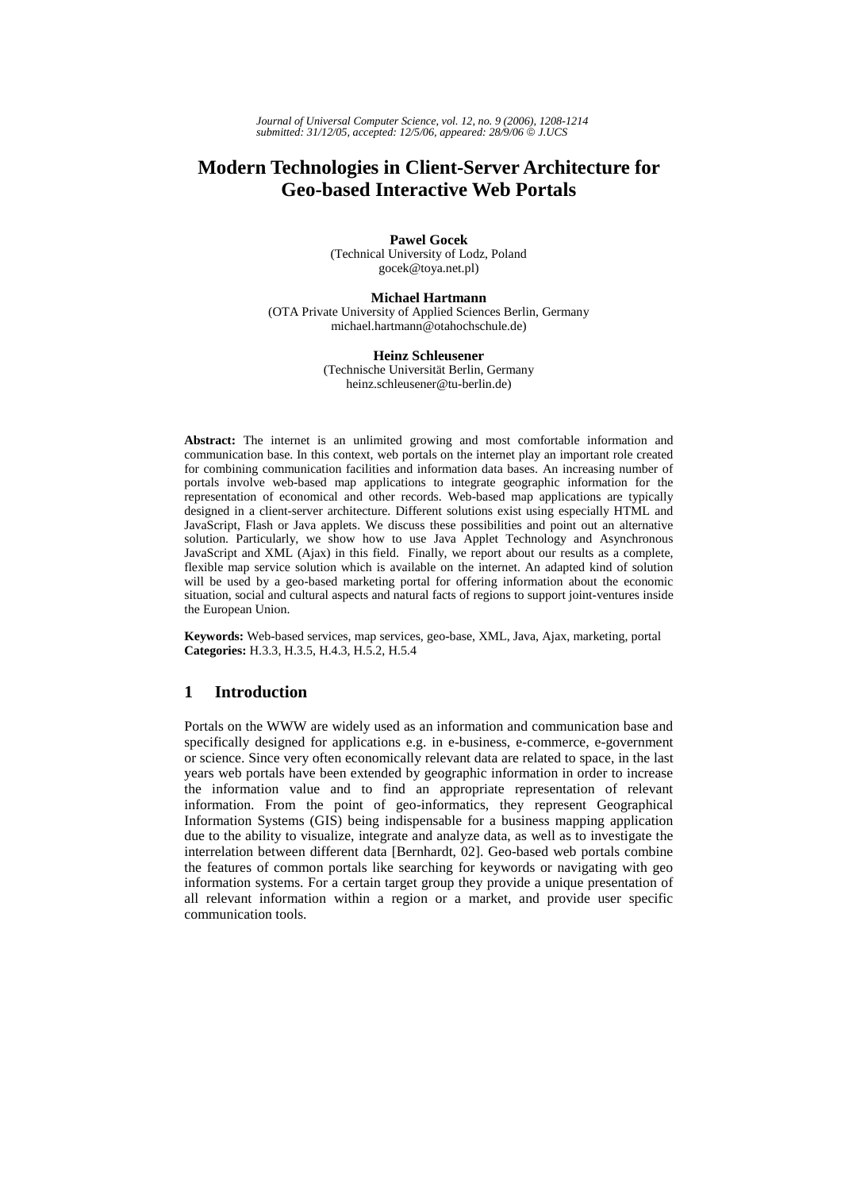# Modern Technologies in Client-Server Architecture for Geo-based Interactive Web Portals

**Pawel Gocek**
(Technical University of Lodz, Poland
gocek@toya.net.pl)

**Michael Hartmann**
(OTA Private University of Applied Sciences Berlin, Germany
michael.hartmann@otahochschule.de)

**Heinz Schleusener**
(Technische Universität Berlin, Germany
heinz.schleusener@tu-berlin.de)

**Abstract:** The internet is an unlimited growing and most comfortable information and communication base. In this context, web portals on the internet play an important role created for combining communication facilities and information data bases. An increasing number of portals involve web-based map applications to integrate geographic information for the representation of economical and other records. Web-based map applications are typically designed in a client-server architecture. Different solutions exist using especially HTML and JavaScript, Flash or Java applets. We discuss these possibilities and point out an alternative solution. Particularly, we show how to use Java Applet Technology and Asynchronous JavaScript and XML (Ajax) in this field. Finally, we report about our results as a complete, flexible map service solution which is available on the internet. An adapted kind of solution will be used by a geo-based marketing portal for offering information about the economic situation, social and cultural aspects and natural facts of regions to support joint-ventures inside the European Union.

**Keywords:** Web-based services, map services, geo-base, XML, Java, Ajax, marketing, portal
**Categories:** H.3.3, H.3.5, H.4.3, H.5.2, H.5.4

## 1 Introduction

Portals on the WWW are widely used as an information and communication base and specifically designed for applications e.g. in e-business, e-commerce, e-government or science. Since very often economically relevant data are related to space, in the last years web portals have been extended by geographic information in order to increase the information value and to find an appropriate representation of relevant information. From the point of geo-informatics, they represent Geographical Information Systems (GIS) being indispensable for a business mapping application due to the ability to visualize, integrate and analyze data, as well as to investigate the interrelatht between different data [Bernhardt, 02]. Geo-based web portals combine the features of common portals like searching for keywords or navigating with geo information systems. For a certain target group they provide a unique presentation of all relevant information within a region or a market, and provide user specific communication tools.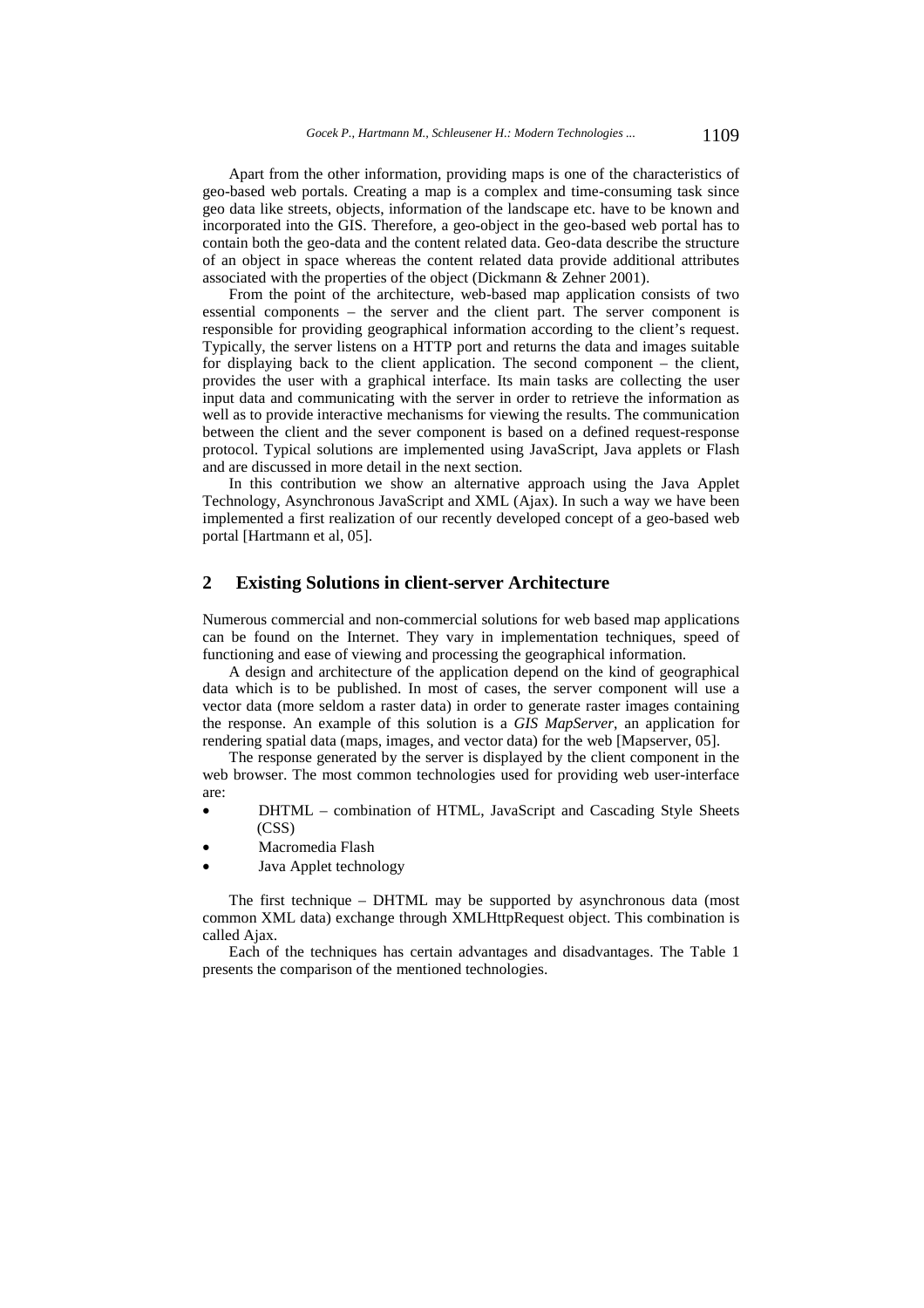Apart from the other information, providing maps is one of the characteristics of geo-based web portals. Creating a map is a complex and time-consuming task since geo data like streets, objects, information of the landscape etc. have to be known and incorporated into the GIS. Therefore, a geo-object in the geo-based web portal has to contain both the geo-data and the content related data. Geo-data describe the structure of an object in space whereas the content related data provide additional attributes associated with the properties of the object (Dickmann & Zehner 2001).

From the point of the architecture, web-based map application consists of two essential components – the server and the client part. The server component is responsible for providing geographical information according to the client's request. Typically, the server listens on a HTTP port and returns the data and images suitable for displaying back to the client application. The second component – the client, provides the user with a graphical interface. Its main tasks are collecting the user input data and communicating with the server in order to retrieve the information as well as to provide interactive mechanisms for viewing the results. The communication between the client and the sever component is based on a defined request-response protocol. Typical solutions are implemented using JavaScript, Java applets or Flash and are discussed in more detail in the next section.

In this contribution we show an alternative approach using the Java Applet Technology, Asynchronous JavaScript and XML (Ajax). In such a way we have been implemented a first realization of our recently developed concept of a geo-based web portal [Hartmann et al, 05].

## 2 Existing Solutions in client-server Architecture

Numerous commercial and non-commercial solutions for web based map applications can be found on the Internet. They vary in implementation techniques, speed of functioning and ease of viewing and processing the geographical information.

A design and architecture of the application depend on the kind of geographical data which is to be published. In most of cases, the server component will use a vector data (more seldom a raster data) in order to generate raster images containing the response. An example of this solution is a *GIS MapServer*, an application for rendering spatial data (maps, images, and vector data) for the web [Mapserver, 05].

The response generated by the server is displayed by the client component in the web browser. The most common technologies used for providing web user-interface are:

- DHTML – combination of HTML, JavaScript and Cascading Style Sheets (CSS)
- Macromedia Flash
- Java Applet technology

The first technique – DHTML may be supported by asynchronous data (most common XML data) exchange through XMLHttpRequest object. This combination is called Ajax.

Each of the techniques has certain advantages and disadvantages. The Table 1 presents the comparison of the mentioned technologies.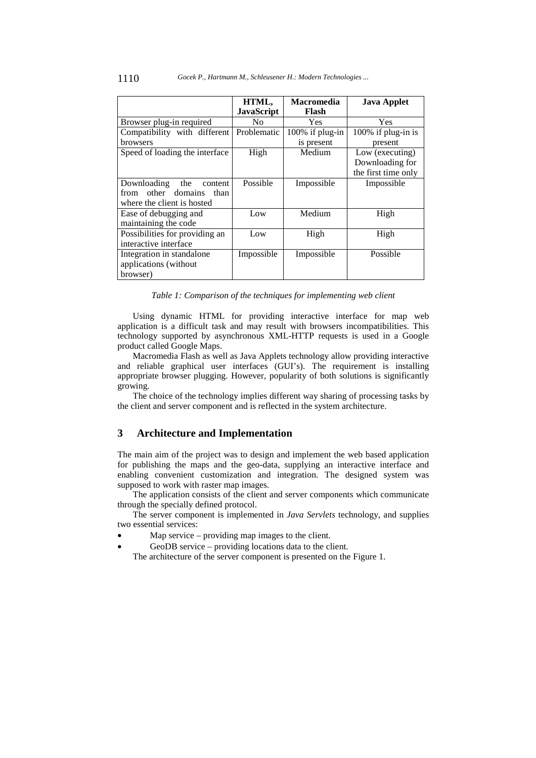| | HTML, JavaScript | Macromedia Flash | Java Applet |
|---|---|---|---|
| Browser plug-in required | No | Yes | Yes |
| Compatibility with different browsers | Problematic | 100% if plug-in is present | 100% if plug-in is present |
| Speed of loading the interface | High | Medium | Low (executing) Downloading for the first time only |
| Downloading the content from other domains than where the client is hosted | Possible | Impossible | Impossible |
| Ease of debugging and maintaining the code | Low | Medium | High |
| Possibilities for providing an interactive interface | Low | High | High |
| Integration in standalone applications (without browser) | Impossible | Impossible | Possible |

*Table 1: Comparison of the techniques for implementing web client*

Using dynamic HTML for providing interactive interface for map web application is a difficult task and may result with browsers incompatibilities. This technology supported by asynchronous XML-HTTP requests is used in a Google product called Google Maps.

Macromedia Flash as well as Java Applets technology allow providing interactive and reliable graphical user interfaces (GUI's). The requirement is installing appropriate browser plugging. However, popularity of both solutions is significantly growing.

The choice of the technology implies different way sharing of processing tasks by the client and server component and is reflected in the system architecture.

## 3 Architecture and Implementation

The main aim of the project was to design and implement the web based application for publishing the maps and the geo-data, supplying an interactive interface and enabling convenient customization and integration. The designed system was supposed to work with raster map images.

The application consists of the client and server components which communicate through the specially defined protocol.

The server component is implemented in *Java Servlets* technology, and supplies two essential services:

- Map service – providing map images to the client.
- GeoDB service – providing locations data to the client.

The architecture of the server component is presented on the Figure 1.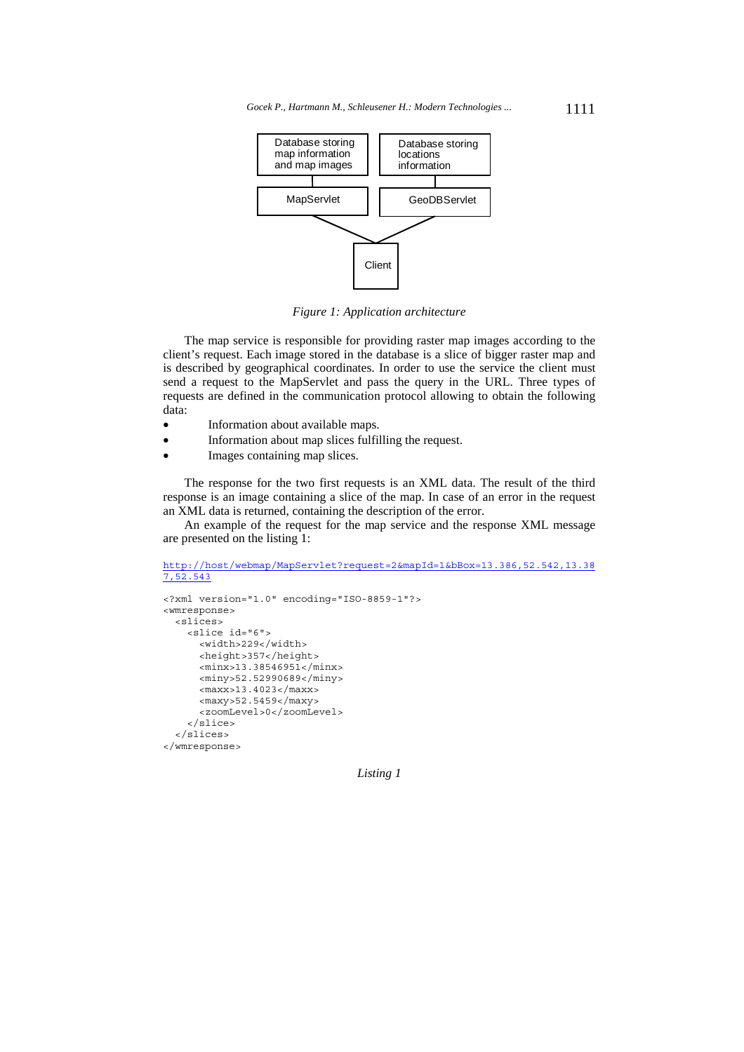Database storing map information and map images | Database storing locations information

MapServlet | GeoDBServlet

Client

*Figure 1: Application architecture*

The map service is responsible for providing raster map images according to the client's request. Each image stored in the database is a slice of bigger raster map and is described by geographical coordinates. In order to use the service the client must send a request to the MapServlet and pass the query in the URL. Three types of requests are defined in the communication protocol allowing to obtain the following data:

- Information about available maps.
- Information about map slices fulfilling the request.
- Images containing map slices.

The response for the two first requests is an XML data. The result of the third response is an image containing a slice of the map. In case of an error in the request an XML data is returned, containing the description of the error.

An example of the request for the map service and the response XML message are presented on the listing 1:

http://host/webmap/MapServlet?request=2&mapId=1&bBox=13.386,52.542,13.387,52.543

```
<?xml version="1.0" encoding="ISO-8859-1"?>
<wmresponse>
  <slices>
    <slice id="6">
      <width>229</width>
      <height>357</height>
      <minx>13.38546951</minx>
      <miny>52.52990689</miny>
      <maxx>13.4023</maxx>
      <maxy>52.5459</maxy>
      <zoomLevel>0</zoomLevel>
    </slice>
  </slices>
</wmresponse>
```

*Listing 1*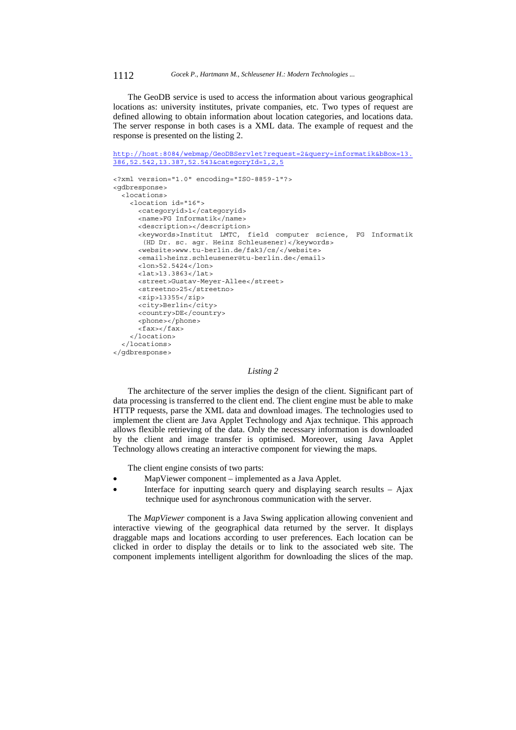The GeoDB service is used to access the information about various geographical locations as: university institutes, private companies, etc. Two types of request are defined allowing to obtain information about location categories, and locations data. The server response in both cases is a XML data. The example of request and the response is presented on the listing 2.

```
http://host:8084/webmap/GeoDBServlet?request=2&query=informatik&bBox=13.386,52.542,13.387,52.543&categoryId=1,2,5

<?xml version="1.0" encoding="ISO-8859-1"?>
<gdbresponse>
  <locations>
    <location id="16">
      <categoryid>1</categoryid>
      <name>FG Informatik</name>
      <description></description>
      <keywords>Institut LMTC, field computer science, FG Informatik
       (HD Dr. sc. agr. Heinz Schleusener)</keywords>
      <website>www.tu-berlin.de/fak3/cs/</website>
      <email>heinz.schleusener@tu-berlin.de</email>
      <lon>52.5424</lon>
      <lat>13.3863</lat>
      <street>Gustav-Meyer-Allee</street>
      <streetno>25</streetno>
      <zip>13355</zip>
      <city>Berlin</city>
      <country>DE</country>
      <phone></phone>
      <fax></fax>
    </location>
  </locations>
</gdbresponse>
```

*Listing 2*

The architecture of the server implies the design of the client. Significant part of data processing is transferred to the client end. The client engine must be able to make HTTP requests, parse the XML data and download images. The technologies used to implement the client are Java Applet Technology and Ajax technique. This approach allows flexible retrieving of the data. Only the necessary information is downloaded by the client and image transfer is optimised. Moreover, using Java Applet Technology allows creating an interactive component for viewing the maps.

The client engine consists of two parts:

- MapViewer component – implemented as a Java Applet.
- Interface for inputting search query and displaying search results – Ajax technique used for asynchronous communication with the server.

The *MapViewer* component is a Java Swing application allowing convenient and interactive viewing of the geographical data returned by the server. It displays draggable maps and locations according to user preferences. Each location can be clicked in order to display the details or to link to the associated web site. The component implements intelligent algorithm for downloading the slices of the map.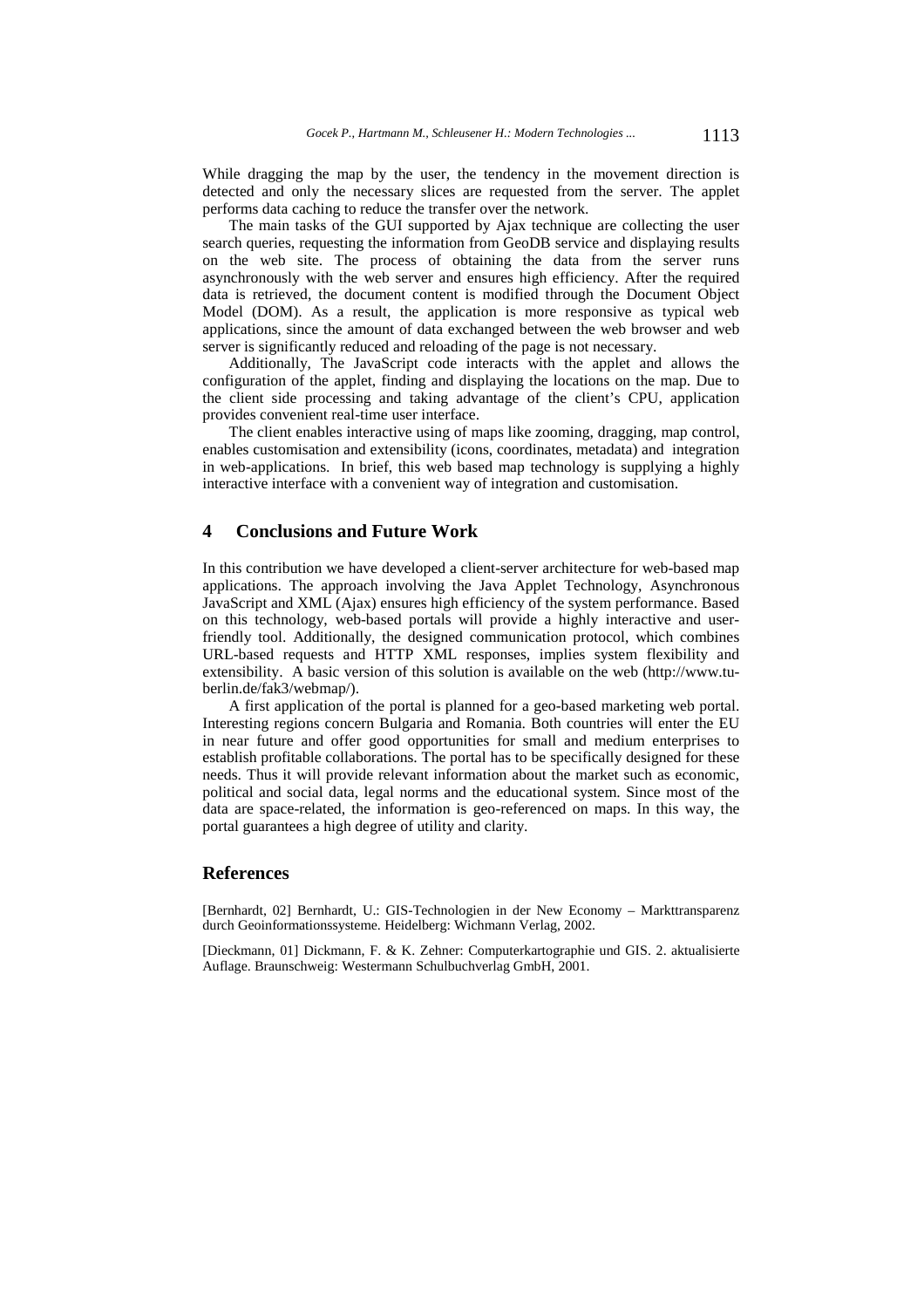While dragging the map by the user, the tendency in the movement direction is detected and only the necessary slices are requested from the server. The applet performs data caching to reduce the transfer over the network.

The main tasks of the GUI supported by Ajax technique are collecting the user search queries, requesting the information from GeoDB service and displaying results on the web site. The process of obtaining the data from the server runs asynchronously with the web server and ensures high efficiency. After the required data is retrieved, the document content is modified through the Document Object Model (DOM). As a result, the application is more responsive as typical web applications, since the amount of data exchanged between the web browser and web server is significantly reduced and reloading of the page is not necessary.

Additionally, The JavaScript code interacts with the applet and allows the configuration of the applet, finding and displaying the locations on the map. Due to the client side processing and taking advantage of the client's CPU, application provides convenient real-time user interface.

The client enables interactive using of maps like zooming, dragging, map control, enables customisation and extensibility (icons, coordinates, metadata) and integration in web-applications. In brief, this web based map technology is supplying a highly interactive interface with a convenient way of integration and customisation.

## 4 Conclusions and Future Work

In this contribution we have developed a client-server architecture for web-based map applications. The approach involving the Java Applet Technology, Asynchronous JavaScript and XML (Ajax) ensures high efficiency of the system performance. Based on this technology, web-based portals will provide a highly interactive and user-friendly tool. Additionally, the designed communication protocol, which combines URL-based requests and HTTP XML responses, implies system flexibility and extensibility. A basic version of this solution is available on the web (http://www.tu-berlin.de/fak3/webmap/).

A first application of the portal is planned for a geo-based marketing web portal. Interesting regions concern Bulgaria and Romania. Both countries will enter the EU in near future and offer good opportunities for small and medium enterprises to establish profitable collaborations. The portal has to be specifically designed for these needs. Thus it will provide relevant information about the market such as economic, political and social data, legal norms and the educational system. Since most of the data are space-related, the information is geo-referenced on maps. In this way, the portal guarantees a high degree of utility and clarity.

## References

[Bernhardt, 02] Bernhardt, U.: GIS-Technologien in der New Economy – Markttransparenz durch Geoinformationssysteme. Heidelberg: Wichmann Verlag, 2002.

[Dieckmann, 01] Dickmann, F. & K. Zehner: Computerkartographie und GIS. 2. aktualisierte Auflage. Braunschweig: Westermann Schulbuchverlag GmbH, 2001.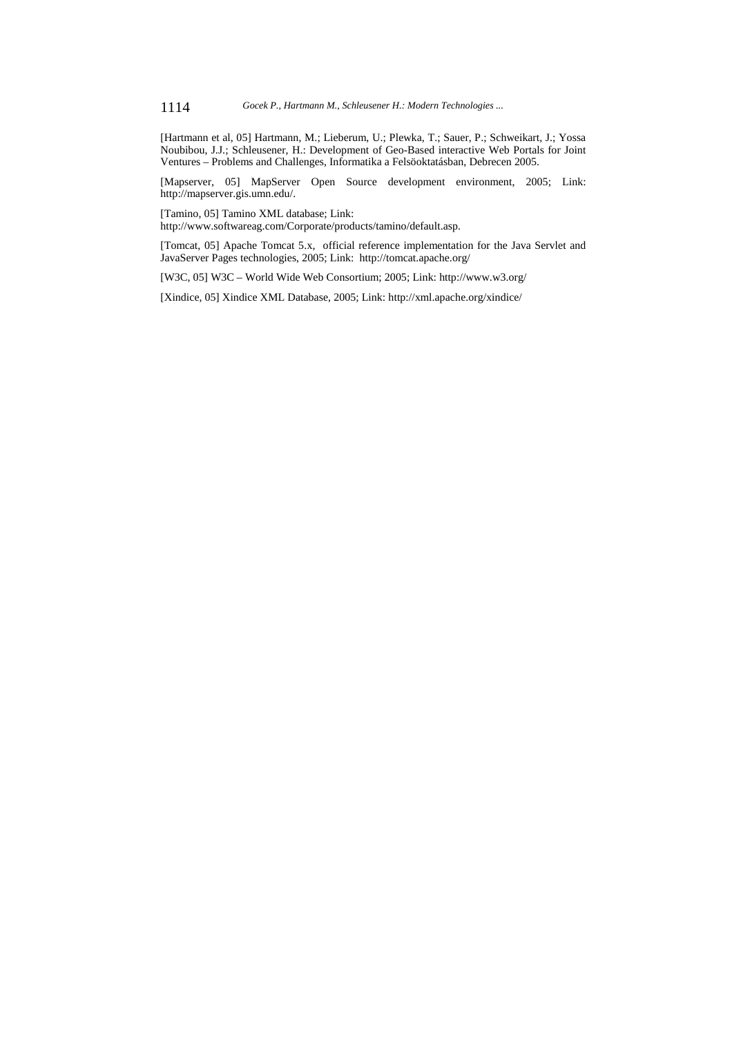[Hartmann et al, 05] Hartmann, M.; Lieberum, U.; Plewka, T.; Sauer, P.; Schweikart, J.; Yossa Noubibou, J.J.; Schleusener, H.: Development of Geo-Based interactive Web Portals for Joint Ventures – Problems and Challenges, Informatika a Felsöoktatásban, Debrecen 2005.

[Mapserver, 05] MapServer Open Source development environment, 2005; Link: http://mapserver.gis.umn.edu/.

[Tamino, 05] Tamino XML database; Link: http://www.softwareag.com/Corporate/products/tamino/default.asp.

[Tomcat, 05] Apache Tomcat 5.x, official reference implementation for the Java Servlet and JavaServer Pages technologies, 2005; Link: http://tomcat.apache.org/

[W3C, 05] W3C – World Wide Web Consortium; 2005; Link: http://www.w3.org/

[Xindice, 05] Xindice XML Database, 2005; Link: http://xml.apache.org/xindice/